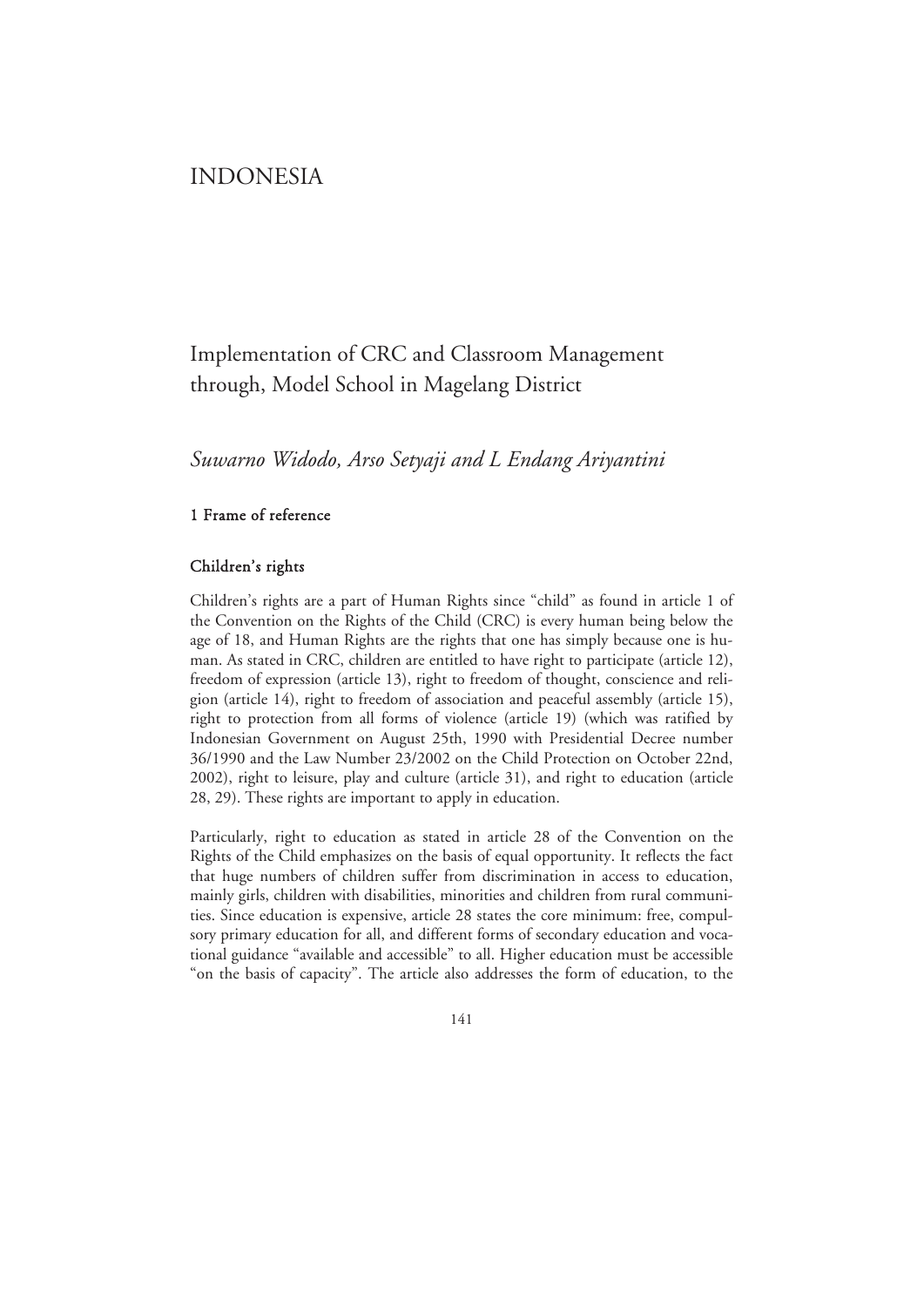# INDONESIA

## Implementation of CRC and Classroom Management through, Model School in Magelang District

*Suwarno Widodo, Arso Setyaji and L Endang Ariyantini*

### 1 Frame of reference

#### Children's rights

Children's rights are a part of Human Rights since "child" as found in article 1 of the Convention on the Rights of the Child (CRC) is every human being below the age of 18, and Human Rights are the rights that one has simply because one is human. As stated in CRC, children are entitled to have right to participate (article 12), freedom of expression (article 13), right to freedom of thought, conscience and religion (article 14), right to freedom of association and peaceful assembly (article 15), right to protection from all forms of violence (article 19) (which was ratified by Indonesian Government on August 25th, 1990 with Presidential Decree number 36/1990 and the Law Number 23/2002 on the Child Protection on October 22nd, 2002), right to leisure, play and culture (article 31), and right to education (article 28, 29). These rights are important to apply in education.

Particularly, right to education as stated in article 28 of the Convention on the Rights of the Child emphasizes on the basis of equal opportunity. It reflects the fact that huge numbers of children suffer from discrimination in access to education, mainly girls, children with disabilities, minorities and children from rural communities. Since education is expensive, article 28 states the core minimum: free, compulsory primary education for all, and different forms of secondary education and vocational guidance "available and accessible" to all. Higher education must be accessible "on the basis of capacity". The article also addresses the form of education, to the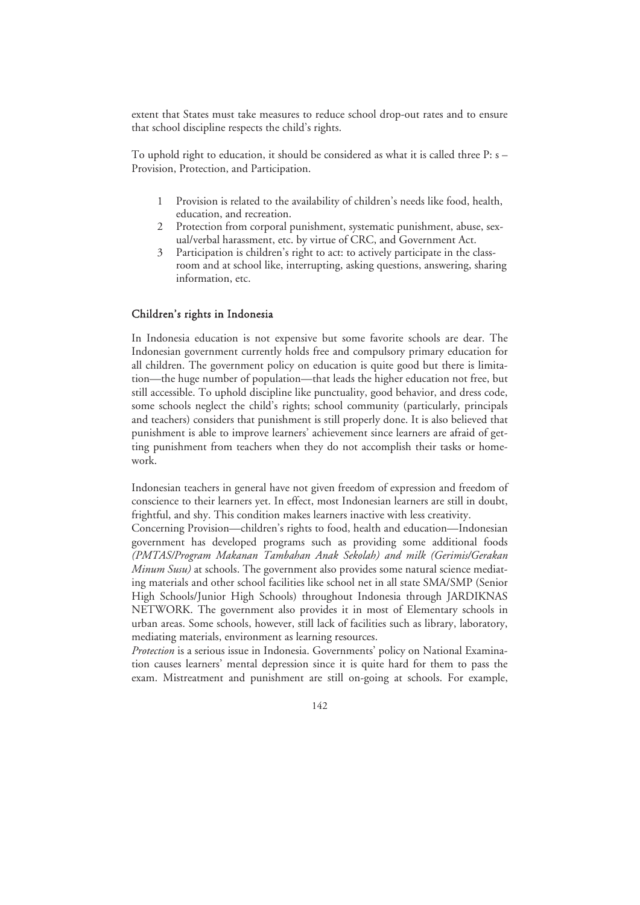extent that States must take measures to reduce school drop-out rates and to ensure that school discipline respects the child's rights.

To uphold right to education, it should be considered as what it is called three P: s – Provision, Protection, and Participation.

1. Provision is related to the availability of children's needs like food, health, education, and recreation.
2. Protection from corporal punishment, systematic punishment, abuse, sexual/verbal harassment, etc. by virtue of CRC, and Government Act.
3. Participation is children's right to act: to actively participate in the classroom and at school like, interrupting, asking questions, answering, sharing information, etc.

## Children's rights in Indonesia

In Indonesia education is not expensive but some favorite schools are dear. The Indonesian government currently holds free and compulsory primary education for all children. The government policy on education is quite good but there is limitation—the huge number of population—that leads the higher education not free, but still accessible. To uphold discipline like punctuality, good behavior, and dress code, some schools neglect the child's rights; school community (particularly, principals and teachers) considers that punishment is still properly done. It is also believed that punishment is able to improve learners' achievement since learners are afraid of getting punishment from teachers when they do not accomplish their tasks or homework.

Indonesian teachers in general have not given freedom of expression and freedom of conscience to their learners yet. In effect, most Indonesian learners are still in doubt, frightful, and shy. This condition makes learners inactive with less creativity.

Concerning Provision—children's rights to food, health and education—Indonesian government has developed programs such as providing some additional foods *(PMTAS/Program Makanan Tambahan Anak Sekolah) and milk (Gerimis/Gerakan Minum Susu)* at schools. The government also provides some natural science mediating materials and other school facilities like school net in all state SMA/SMP (Senior High Schools/Junior High Schools) throughout Indonesia through JARDIKNAS NETWORK. The government also provides it in most of Elementary schools in urban areas. Some schools, however, still lack of facilities such as library, laboratory, mediating materials, environment as learning resources.

*Protection* is a serious issue in Indonesia. Governments' policy on National Examination causes learners' mental depression since it is quite hard for them to pass the exam. Mistreatment and punishment are still on-going at schools. For example,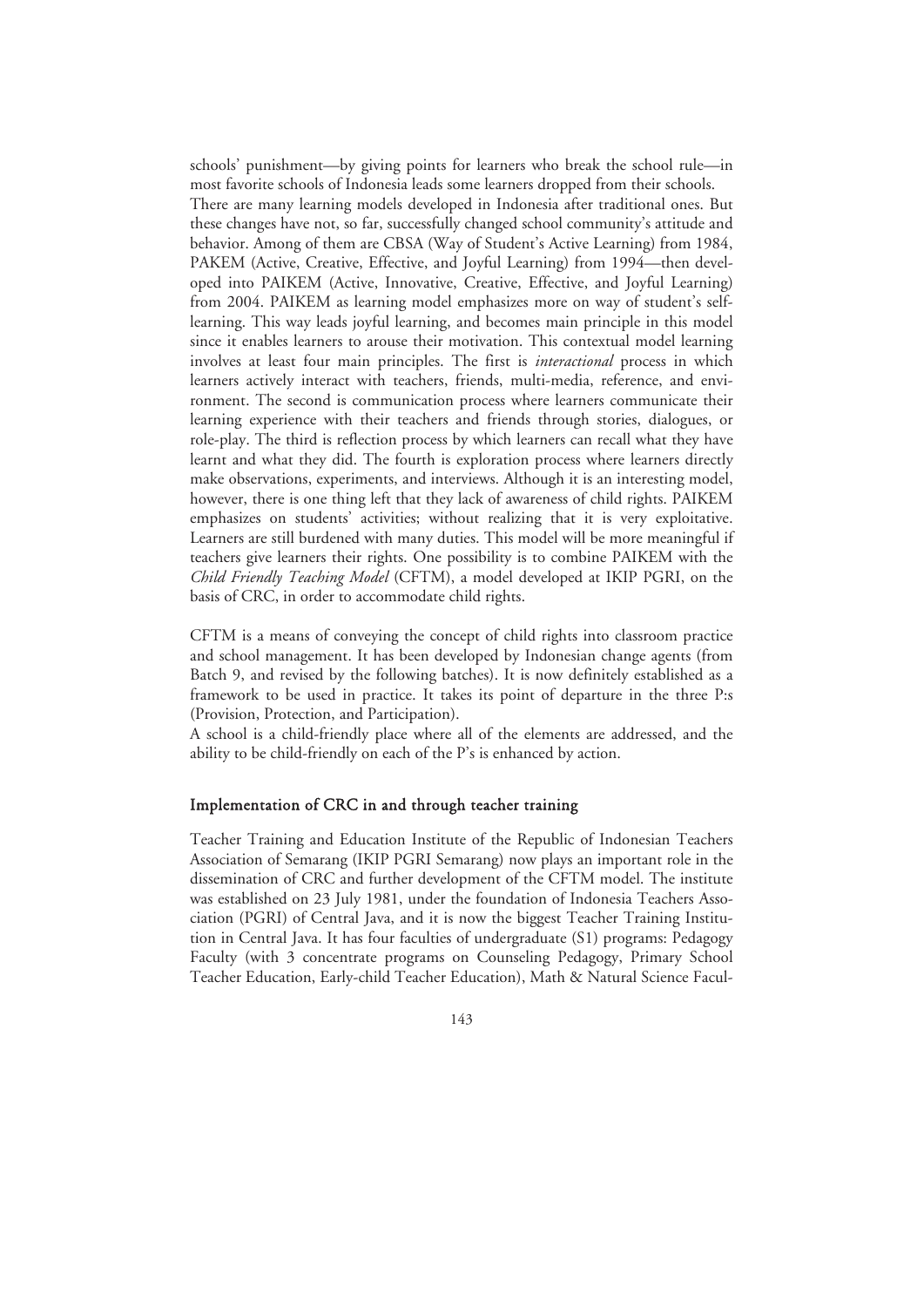schools' punishment—by giving points for learners who break the school rule—in most favorite schools of Indonesia leads some learners dropped from their schools.

There are many learning models developed in Indonesia after traditional ones. But these changes have not, so far, successfully changed school community's attitude and behavior. Among of them are CBSA (Way of Student's Active Learning) from 1984, PAKEM (Active, Creative, Effective, and Joyful Learning) from 1994—then developed into PAIKEM (Active, Innovative, Creative, Effective, and Joyful Learning) from 2004. PAIKEM as learning model emphasizes more on way of student's self-learning. This way leads joyful learning, and becomes main principle in this model since it enables learners to arouse their motivation. This contextual model learning involves at least four main principles. The first is *interactional* process in which learners actively interact with teachers, friends, multi-media, reference, and environment. The second is communication process where learners communicate their learning experience with their teachers and friends through stories, dialogues, or role-play. The third is reflection process by which learners can recall what they have learnt and what they did. The fourth is exploration process where learners directly make observations, experiments, and interviews. Although it is an interesting model, however, there is one thing left that they lack of awareness of child rights. PAIKEM emphasizes on students' activities; without realizing that it is very exploitative. Learners are still burdened with many duties. This model will be more meaningful if teachers give learners their rights. One possibility is to combine PAIKEM with the *Child Friendly Teaching Model* (CFTM), a model developed at IKIP PGRI, on the basis of CRC, in order to accommodate child rights.

CFTM is a means of conveying the concept of child rights into classroom practice and school management. It has been developed by Indonesian change agents (from Batch 9, and revised by the following batches). It is now definitely established as a framework to be used in practice. It takes its point of departure in the three P:s (Provision, Protection, and Participation).

A school is a child-friendly place where all of the elements are addressed, and the ability to be child-friendly on each of the P's is enhanced by action.

## Implementation of CRC in and through teacher training

Teacher Training and Education Institute of the Republic of Indonesian Teachers Association of Semarang (IKIP PGRI Semarang) now plays an important role in the dissemination of CRC and further development of the CFTM model. The institute was established on 23 July 1981, under the foundation of Indonesia Teachers Association (PGRI) of Central Java, and it is now the biggest Teacher Training Institution in Central Java. It has four faculties of undergraduate (S1) programs: Pedagogy Faculty (with 3 concentrate programs on Counseling Pedagogy, Primary School Teacher Education, Early-child Teacher Education), Math & Natural Science Facul-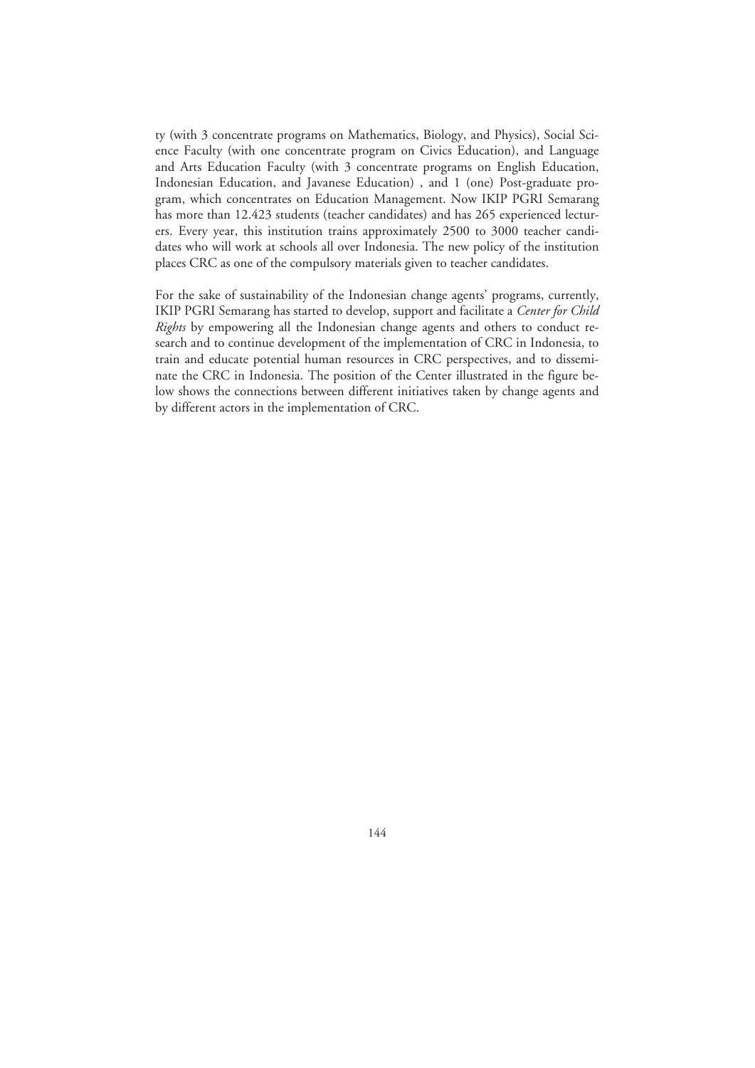ty (with 3 concentrate programs on Mathematics, Biology, and Physics), Social Science Faculty (with one concentrate program on Civics Education), and Language and Arts Education Faculty (with 3 concentrate programs on English Education, Indonesian Education, and Javanese Education) , and 1 (one) Post-graduate program, which concentrates on Education Management. Now IKIP PGRI Semarang has more than 12.423 students (teacher candidates) and has 265 experienced lecturers. Every year, this institution trains approximately 2500 to 3000 teacher candidates who will work at schools all over Indonesia. The new policy of the institution places CRC as one of the compulsory materials given to teacher candidates.

For the sake of sustainability of the Indonesian change agents' programs, currently, IKIP PGRI Semarang has started to develop, support and facilitate a *Center for Child Rights* by empowering all the Indonesian change agents and others to conduct research and to continue development of the implementation of CRC in Indonesia, to train and educate potential human resources in CRC perspectives, and to disseminate the CRC in Indonesia. The position of the Center illustrated in the figure below shows the connections between different initiatives taken by change agents and by different actors in the implementation of CRC.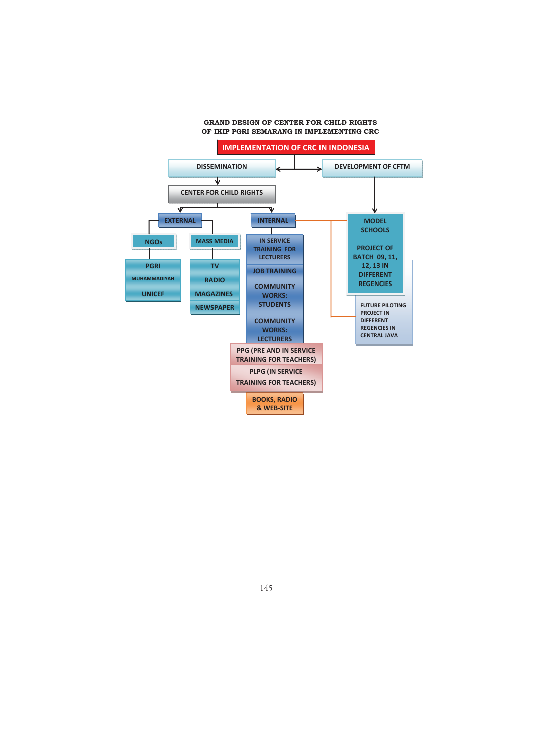**GRAND DESIGN OF CENTER FOR CHILD RIGHTS OF IKIP PGRI SEMARANG IN IMPLEMENTING CRC**

- IMPLEMENTATION OF CRC IN INDONESIA
  - DISSEMINATION
    - CENTER FOR CHILD RIGHTS
      - EXTERNAL
        - NGOs
          - PGRI
          - MUHAMMADIYAH
          - UNICEF
        - MASS MEDIA
          - TV
          - RADIO
          - MAGAZINES
          - NEWSPAPER
      - INTERNAL
        - IN SERVICE TRAINING FOR LECTURERS
        - JOB TRAINING
        - COMMUNITY WORKS: STUDENTS
        - COMMUNITY WORKS: LECTURERS
        - PPG (PRE AND IN SERVICE TRAINING FOR TEACHERS)
        - PLPG (IN SERVICE TRAINING FOR TEACHERS)
        - BOOKS, RADIO & WEB-SITE
  - DEVELOPMENT OF CFTM
    - MODEL SCHOOLS
      - PROJECT OF BATCH 09, 11, 12, 13 IN DIFFERENT REGENCIES
      - FUTURE PILOTING PROJECT IN DIFFERENT REGENCIES IN CENTRAL JAVA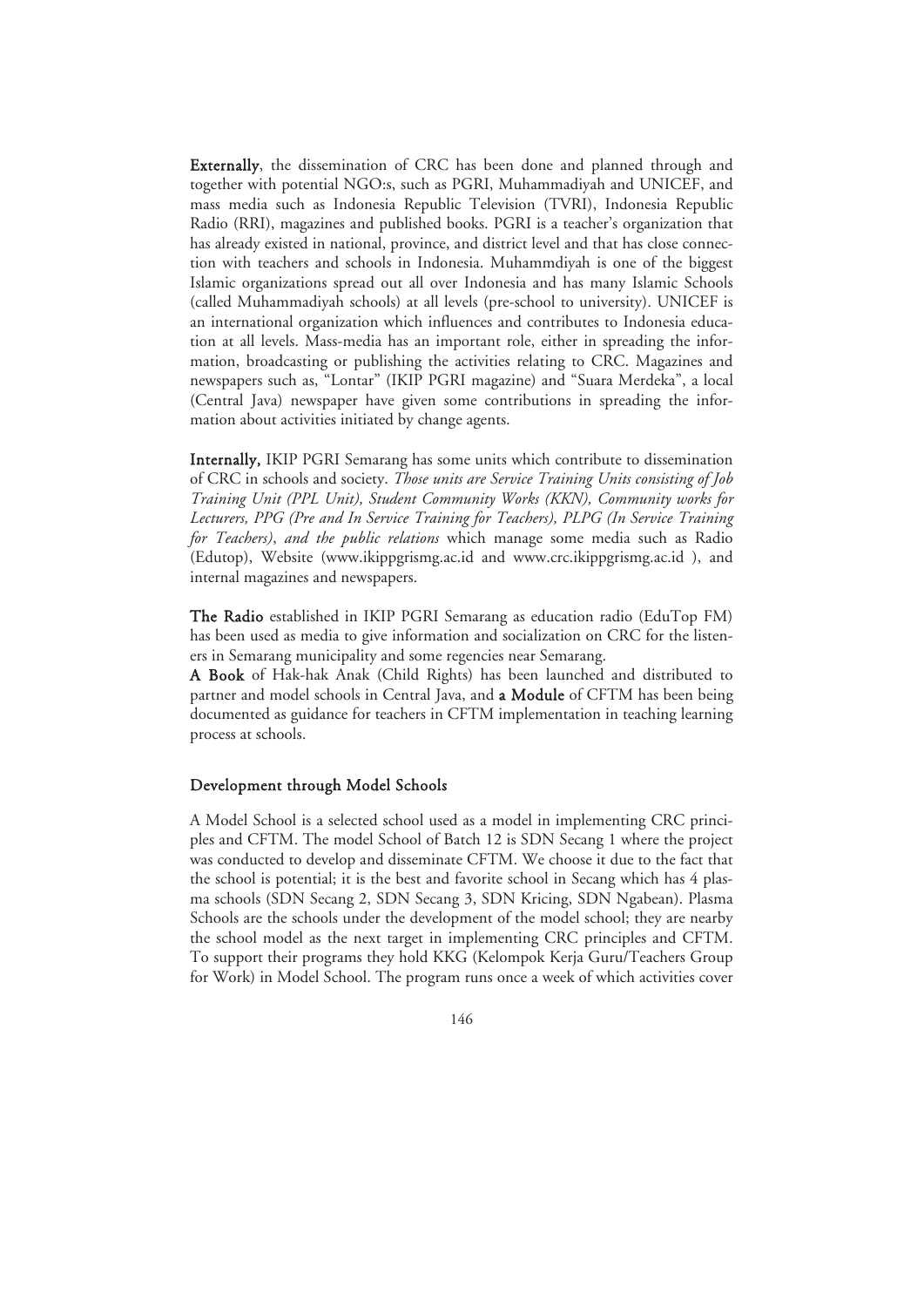**Externally**, the dissemination of CRC has been done and planned through and together with potential NGO:s, such as PGRI, Muhammadiyah and UNICEF, and mass media such as Indonesia Republic Television (TVRI), Indonesia Republic Radio (RRI), magazines and published books. PGRI is a teacher's organization that has already existed in national, province, and district level and that has close connection with teachers and schools in Indonesia. Muhammdiyah is one of the biggest Islamic organizations spread out all over Indonesia and has many Islamic Schools (called Muhammadiyah schools) at all levels (pre-school to university). UNICEF is an international organization which influences and contributes to Indonesia education at all levels. Mass-media has an important role, either in spreading the information, broadcasting or publishing the activities relating to CRC. Magazines and newspapers such as, "Lontar" (IKIP PGRI magazine) and "Suara Merdeka", a local (Central Java) newspaper have given some contributions in spreading the information about activities initiated by change agents.

**Internally,** IKIP PGRI Semarang has some units which contribute to dissemination of CRC in schools and society. *Those units are Service Training Units consisting of Job Training Unit (PPL Unit), Student Community Works (KKN), Community works for Lecturers, PPG (Pre and In Service Training for Teachers), PLPG (In Service Training for Teachers), and the public relations* which manage some media such as Radio (Edutop), Website (www.ikippgrismg.ac.id and www.crc.ikippgrismg.ac.id ), and internal magazines and newspapers.

**The Radio** established in IKIP PGRI Semarang as education radio (EduTop FM) has been used as media to give information and socialization on CRC for the listeners in Semarang municipality and some regencies near Semarang.

**A Book** of Hak-hak Anak (Child Rights) has been launched and distributed to partner and model schools in Central Java, and **a Module** of CFTM has been being documented as guidance for teachers in CFTM implementation in teaching learning process at schools.

### Development through Model Schools

A Model School is a selected school used as a model in implementing CRC principles and CFTM. The model School of Batch 12 is SDN Secang 1 where the project was conducted to develop and disseminate CFTM. We choose it due to the fact that the school is potential; it is the best and favorite school in Secang which has 4 plasma schools (SDN Secang 2, SDN Secang 3, SDN Kricing, SDN Ngabean). Plasma Schools are the schools under the development of the model school; they are nearby the school model as the next target in implementing CRC principles and CFTM. To support their programs they hold KKG (Kelompok Kerja Guru/Teachers Group for Work) in Model School. The program runs once a week of which activities cover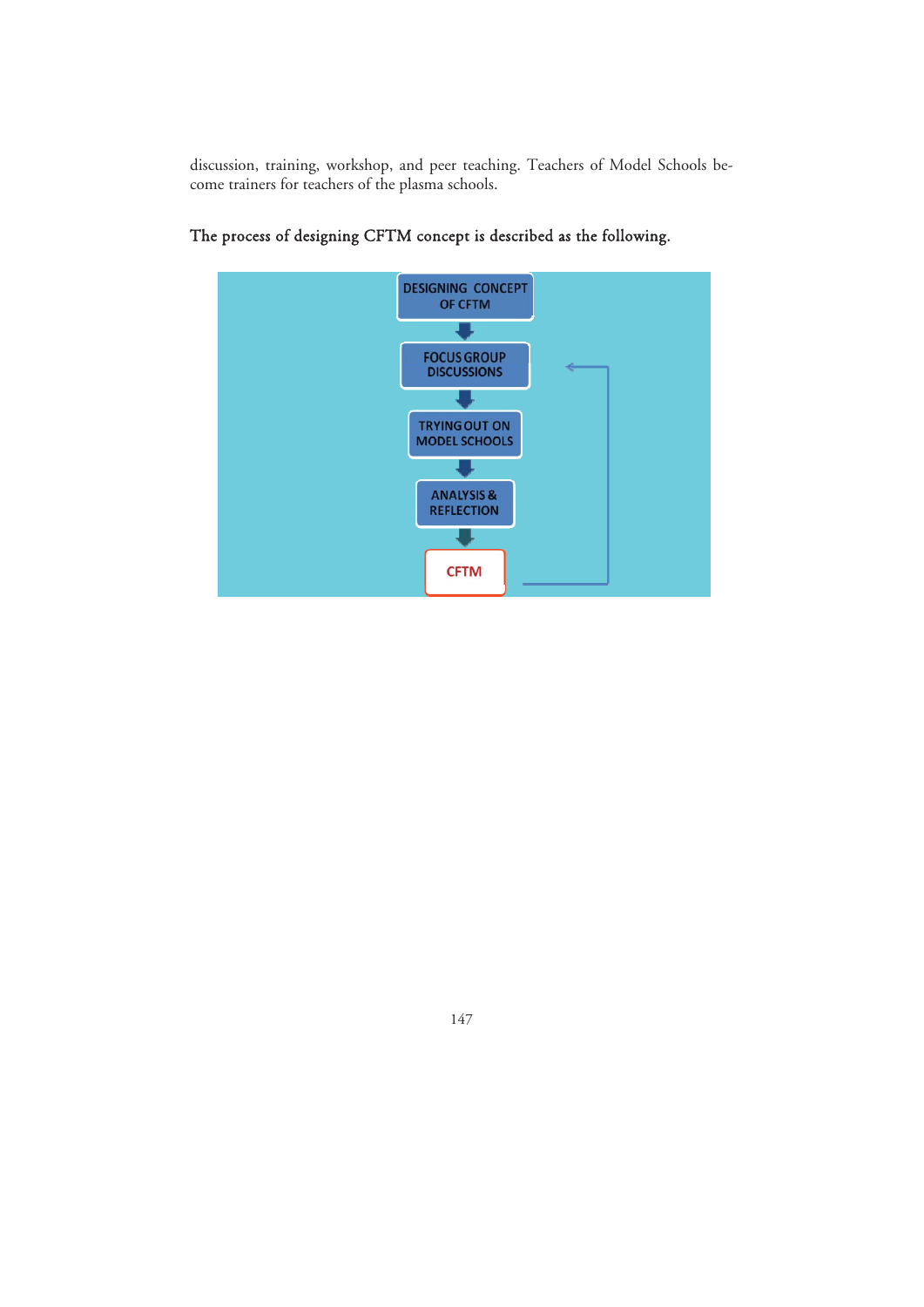discussion, training, workshop, and peer teaching. Teachers of Model Schools become trainers for teachers of the plasma schools.

The process of designing CFTM concept is described as the following.

DESIGNING CONCEPT OF CFTM

FOCUS GROUP DISCUSSIONS

TRYING OUT ON MODEL SCHOOLS

ANALYSIS & REFLECTION

CFTM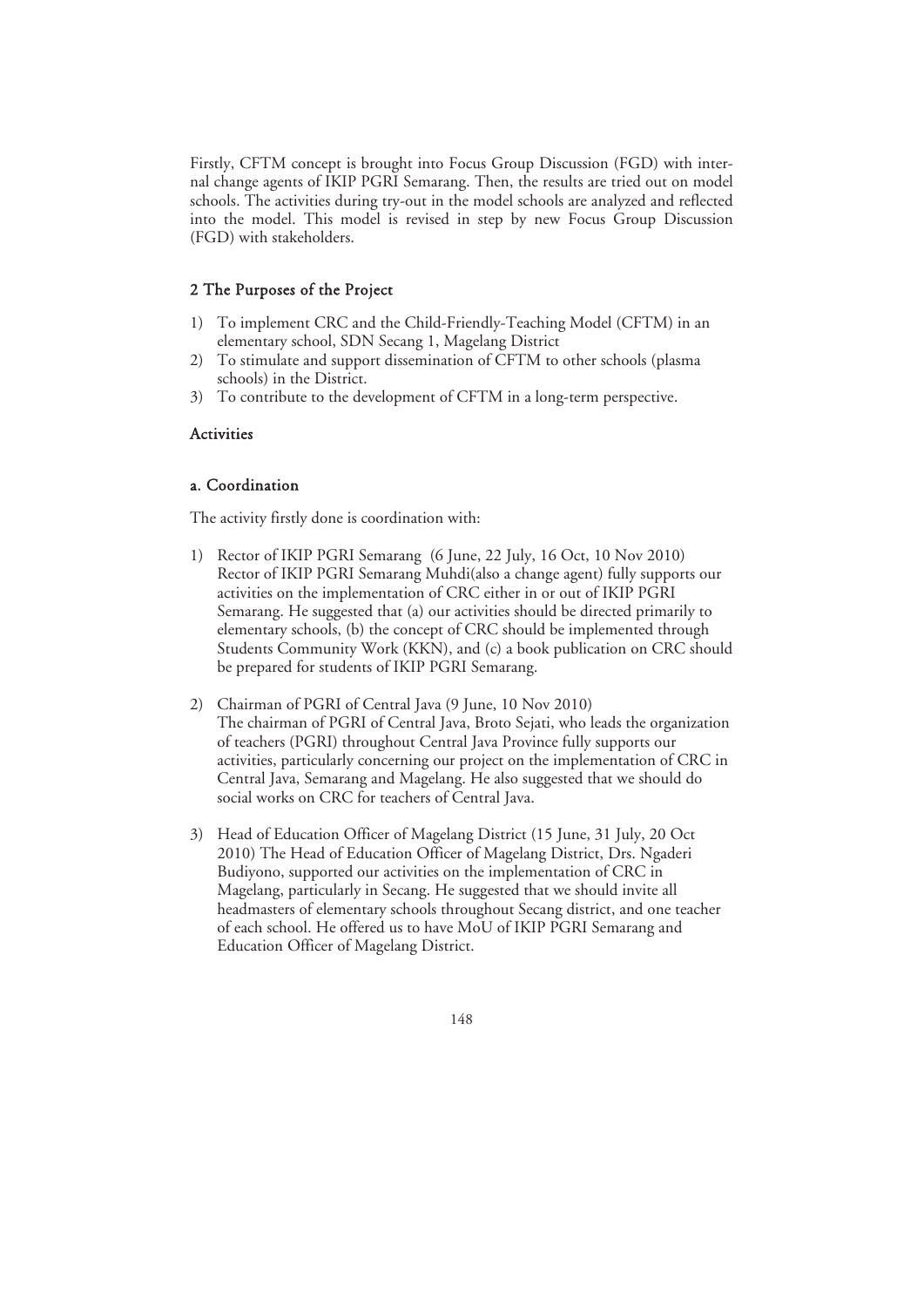Firstly, CFTM concept is brought into Focus Group Discussion (FGD) with internal change agents of IKIP PGRI Semarang. Then, the results are tried out on model schools. The activities during try-out in the model schools are analyzed and reflected into the model. This model is revised in step by new Focus Group Discussion (FGD) with stakeholders.

## 2 The Purposes of the Project

1) To implement CRC and the Child-Friendly-Teaching Model (CFTM) in an elementary school, SDN Secang 1, Magelang District
2) To stimulate and support dissemination of CFTM to other schools (plasma schools) in the District.
3) To contribute to the development of CFTM in a long-term perspective.

### Activities

### a. Coordination

The activity firstly done is coordination with:

1) Rector of IKIP PGRI Semarang (6 June, 22 July, 16 Oct, 10 Nov 2010)
   Rector of IKIP PGRI Semarang Muhdi(also a change agent) fully supports our activities on the implementation of CRC either in or out of IKIP PGRI Semarang. He suggested that (a) our activities should be directed primarily to elementary schools, (b) the concept of CRC should be implemented through Students Community Work (KKN), and (c) a book publication on CRC should be prepared for students of IKIP PGRI Semarang.

2) Chairman of PGRI of Central Java (9 June, 10 Nov 2010)
   The chairman of PGRI of Central Java, Broto Sejati, who leads the organization of teachers (PGRI) throughout Central Java Province fully supports our activities, particularly concerning our project on the implementation of CRC in Central Java, Semarang and Magelang. He also suggested that we should do social works on CRC for teachers of Central Java.

3) Head of Education Officer of Magelang District (15 June, 31 July, 20 Oct 2010) The Head of Education Officer of Magelang District, Drs. Ngaderi Budiyono, supported our activities on the implementation of CRC in Magelang, particularly in Secang. He suggested that we should invite all headmasters of elementary schools throughout Secang district, and one teacher of each school. He offered us to have MoU of IKIP PGRI Semarang and Education Officer of Magelang District.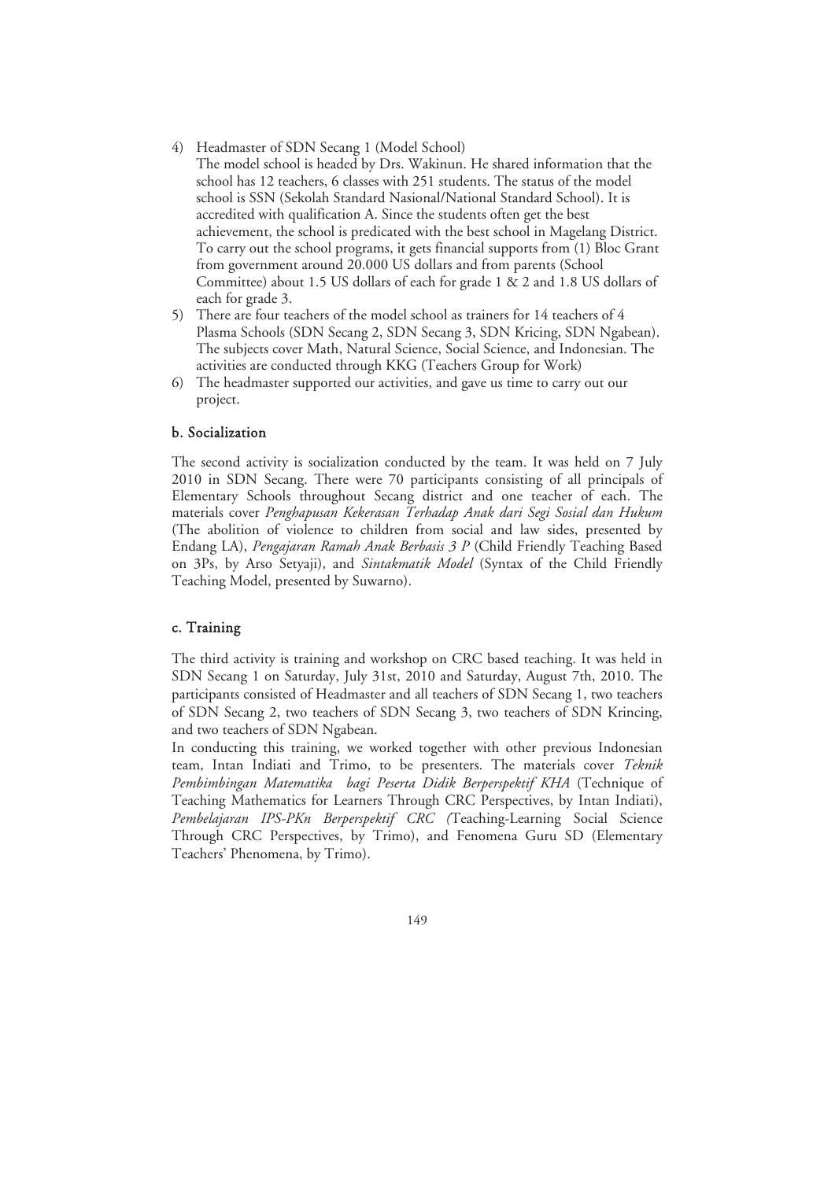4) Headmaster of SDN Secang 1 (Model School)
   The model school is headed by Drs. Wakinun. He shared information that the school has 12 teachers, 6 classes with 251 students. The status of the model school is SSN (Sekolah Standard Nasional/National Standard School). It is accredited with qualification A. Since the students often get the best achievement, the school is predicated with the best school in Magelang District. To carry out the school programs, it gets financial supports from (1) Bloc Grant from government around 20.000 US dollars and from parents (School Committee) about 1.5 US dollars of each for grade 1 & 2 and 1.8 US dollars of each for grade 3.
5) There are four teachers of the model school as trainers for 14 teachers of 4 Plasma Schools (SDN Secang 2, SDN Secang 3, SDN Kricing, SDN Ngabean). The subjects cover Math, Natural Science, Social Science, and Indonesian. The activities are conducted through KKG (Teachers Group for Work)
6) The headmaster supported our activities, and gave us time to carry out our project.

### b. Socialization

The second activity is socialization conducted by the team. It was held on 7 July 2010 in SDN Secang. There were 70 participants consisting of all principals of Elementary Schools throughout Secang district and one teacher of each. The materials cover *Penghapusan Kekerasan Terhadap Anak dari Segi Sosial dan Hukum* (The abolition of violence to children from social and law sides, presented by Endang LA), *Pengajaran Ramah Anak Berbasis 3 P* (Child Friendly Teaching Based on 3Ps, by Arso Setyaji), and *Sintakmatik Model* (Syntax of the Child Friendly Teaching Model, presented by Suwarno).

### c. Training

The third activity is training and workshop on CRC based teaching. It was held in SDN Secang 1 on Saturday, July 31st, 2010 and Saturday, August 7th, 2010. The participants consisted of Headmaster and all teachers of SDN Secang 1, two teachers of SDN Secang 2, two teachers of SDN Secang 3, two teachers of SDN Krincing, and two teachers of SDN Ngabean.

In conducting this training, we worked together with other previous Indonesian team, Intan Indiati and Trimo, to be presenters. The materials cover *Teknik Pembimbingan Matematika bagi Peserta Didik Berperspektif KHA* (Technique of Teaching Mathematics for Learners Through CRC Perspectives, by Intan Indiati), *Pembelajaran IPS-PKn Berperspektif CRC (*Teaching-Learning Social Science Through CRC Perspectives, by Trimo), and Fenomena Guru SD (Elementary Teachers' Phenomena, by Trimo).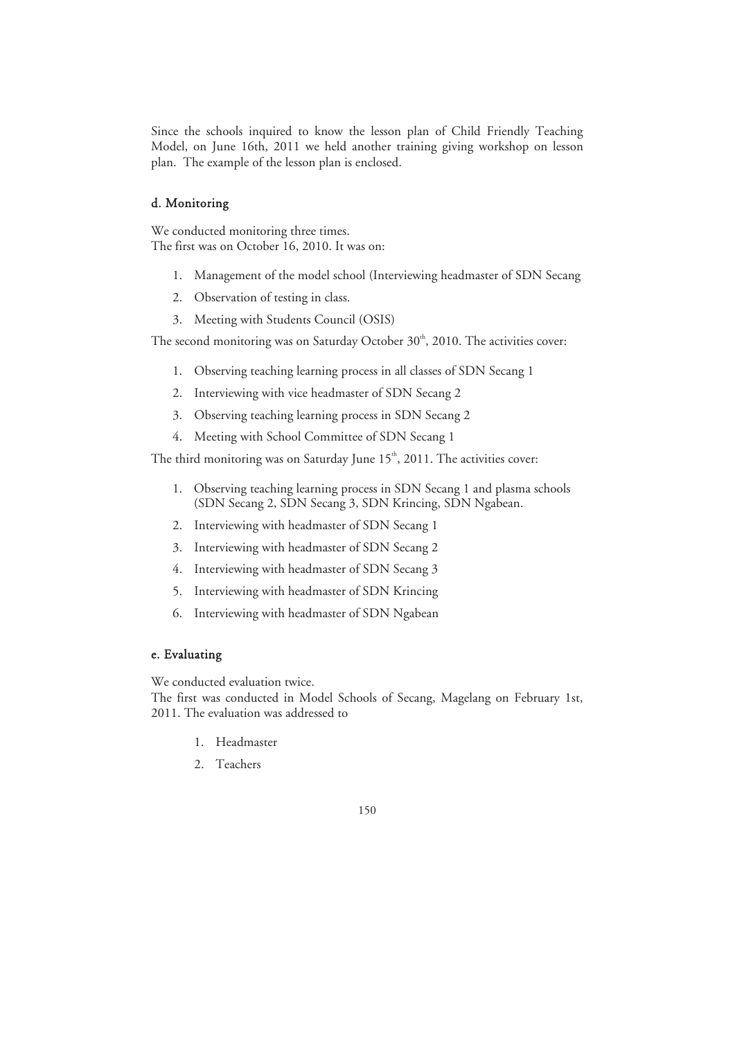Since the schools inquired to know the lesson plan of Child Friendly Teaching Model, on June 16th, 2011 we held another training giving workshop on lesson plan. The example of the lesson plan is enclosed.

### d. Monitoring

We conducted monitoring three times.
The first was on October 16, 2010. It was on:

1. Management of the model school (Interviewing headmaster of SDN Secang
2. Observation of testing in class.
3. Meeting with Students Council (OSIS)

The second monitoring was on Saturday October 30th, 2010. The activities cover:

1. Observing teaching learning process in all classes of SDN Secang 1
2. Interviewing with vice headmaster of SDN Secang 2
3. Observing teaching learning process in SDN Secang 2
4. Meeting with School Committee of SDN Secang 1

The third monitoring was on Saturday June 15th, 2011. The activities cover:

1. Observing teaching learning process in SDN Secang 1 and plasma schools (SDN Secang 2, SDN Secang 3, SDN Krincing, SDN Ngabean.
2. Interviewing with headmaster of SDN Secang 1
3. Interviewing with headmaster of SDN Secang 2
4. Interviewing with headmaster of SDN Secang 3
5. Interviewing with headmaster of SDN Krincing
6. Interviewing with headmaster of SDN Ngabean

### e. Evaluating

We conducted evaluation twice.
The first was conducted in Model Schools of Secang, Magelang on February 1st, 2011. The evaluation was addressed to

1. Headmaster
2. Teachers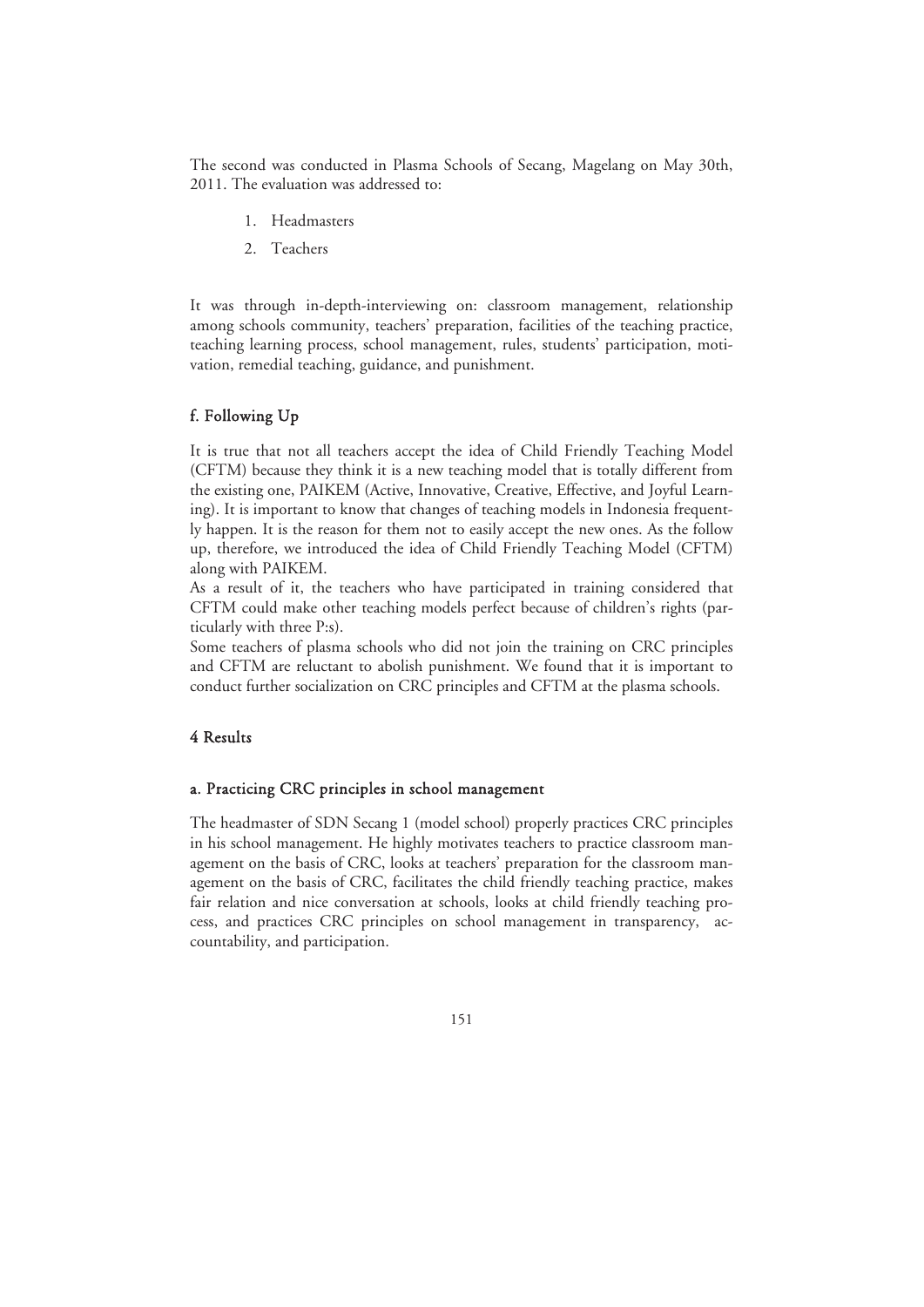The second was conducted in Plasma Schools of Secang, Magelang on May 30th, 2011. The evaluation was addressed to:

1. Headmasters
2. Teachers

It was through in-depth-interviewing on: classroom management, relationship among schools community, teachers' preparation, facilities of the teaching practice, teaching learning process, school management, rules, students' participation, motivation, remedial teaching, guidance, and punishment.

### f. Following Up

It is true that not all teachers accept the idea of Child Friendly Teaching Model (CFTM) because they think it is a new teaching model that is totally different from the existing one, PAIKEM (Active, Innovative, Creative, Effective, and Joyful Learning). It is important to know that changes of teaching models in Indonesia frequently happen. It is the reason for them not to easily accept the new ones. As the follow up, therefore, we introduced the idea of Child Friendly Teaching Model (CFTM) along with PAIKEM.

As a result of it, the teachers who have participated in training considered that CFTM could make other teaching models perfect because of children's rights (particularly with three P:s).

Some teachers of plasma schools who did not join the training on CRC principles and CFTM are reluctant to abolish punishment. We found that it is important to conduct further socialization on CRC principles and CFTM at the plasma schools.

## 4 Results

### a. Practicing CRC principles in school management

The headmaster of SDN Secang 1 (model school) properly practices CRC principles in his school management. He highly motivates teachers to practice classroom management on the basis of CRC, looks at teachers' preparation for the classroom management on the basis of CRC, facilitates the child friendly teaching practice, makes fair relation and nice conversation at schools, looks at child friendly teaching process, and practices CRC principles on school management in transparency, accountability, and participation.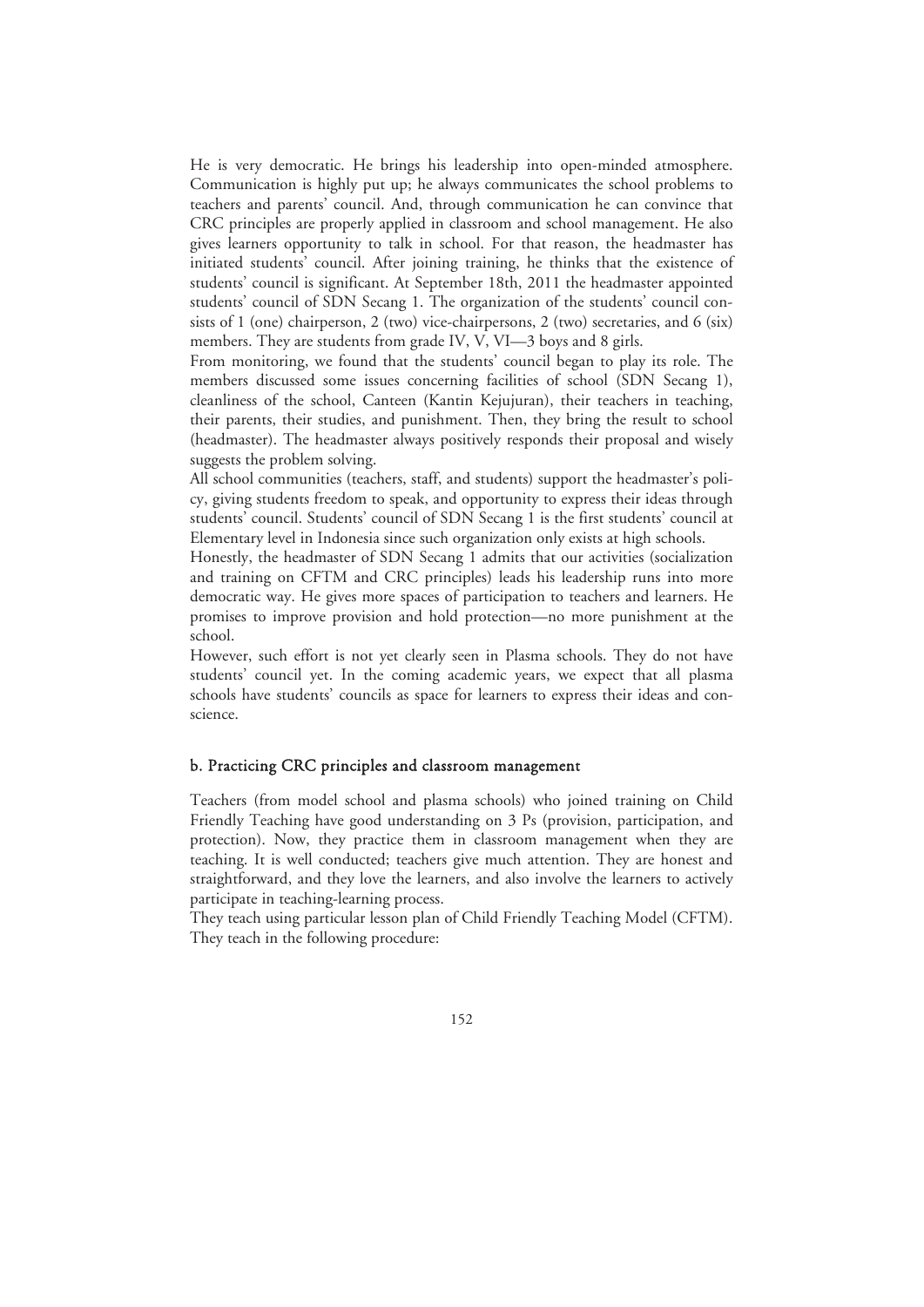He is very democratic. He brings his leadership into open-minded atmosphere. Communication is highly put up; he always communicates the school problems to teachers and parents' council. And, through communication he can convince that CRC principles are properly applied in classroom and school management. He also gives learners opportunity to talk in school. For that reason, the headmaster has initiated students' council. After joining training, he thinks that the existence of students' council is significant. At September 18th, 2011 the headmaster appointed students' council of SDN Secang 1. The organization of the students' council consists of 1 (one) chairperson, 2 (two) vice-chairpersons, 2 (two) secretaries, and 6 (six) members. They are students from grade IV, V, VI—3 boys and 8 girls.

From monitoring, we found that the students' council began to play its role. The members discussed some issues concerning facilities of school (SDN Secang 1), cleanliness of the school, Canteen (Kantin Kejujuran), their teachers in teaching, their parents, their studies, and punishment. Then, they bring the result to school (headmaster). The headmaster always positively responds their proposal and wisely suggests the problem solving.

All school communities (teachers, staff, and students) support the headmaster's policy, giving students freedom to speak, and opportunity to express their ideas through students' council. Students' council of SDN Secang 1 is the first students' council at Elementary level in Indonesia since such organization only exists at high schools.

Honestly, the headmaster of SDN Secang 1 admits that our activities (socialization and training on CFTM and CRC principles) leads his leadership runs into more democratic way. He gives more spaces of participation to teachers and learners. He promises to improve provision and hold protection—no more punishment at the school.

However, such effort is not yet clearly seen in Plasma schools. They do not have students' council yet. In the coming academic years, we expect that all plasma schools have students' councils as space for learners to express their ideas and conscience.

### b. Practicing CRC principles and classroom management

Teachers (from model school and plasma schools) who joined training on Child Friendly Teaching have good understanding on 3 Ps (provision, participation, and protection). Now, they practice them in classroom management when they are teaching. It is well conducted; teachers give much attention. They are honest and straightforward, and they love the learners, and also involve the learners to actively participate in teaching-learning process.

They teach using particular lesson plan of Child Friendly Teaching Model (CFTM). They teach in the following procedure: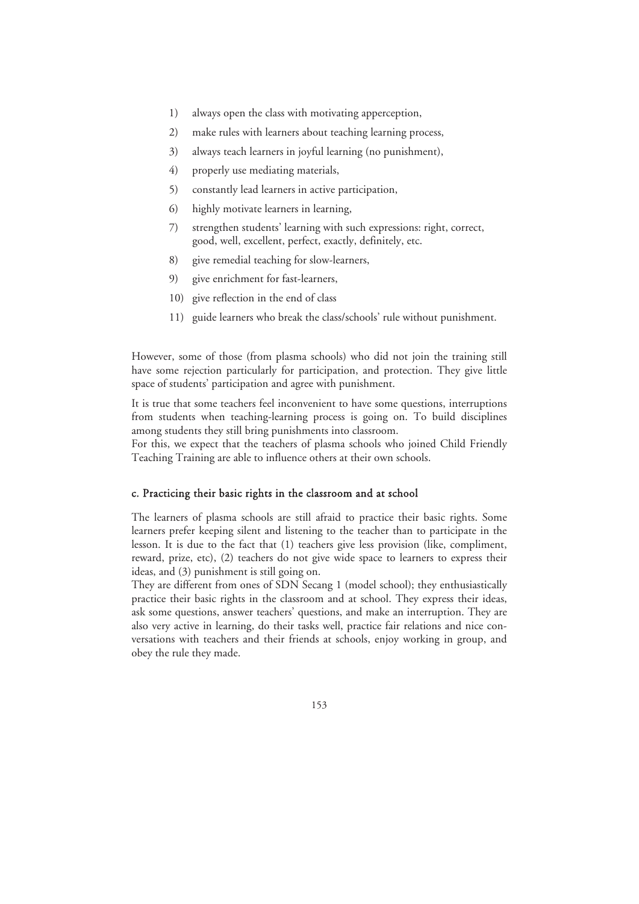1) always open the class with motivating apperception,
2) make rules with learners about teaching learning process,
3) always teach learners in joyful learning (no punishment),
4) properly use mediating materials,
5) constantly lead learners in active participation,
6) highly motivate learners in learning,
7) strengthen students' learning with such expressions: right, correct, good, well, excellent, perfect, exactly, definitely, etc.
8) give remedial teaching for slow-learners,
9) give enrichment for fast-learners,
10) give reflection in the end of class
11) guide learners who break the class/schools' rule without punishment.

However, some of those (from plasma schools) who did not join the training still have some rejection particularly for participation, and protection. They give little space of students' participation and agree with punishment.

It is true that some teachers feel inconvenient to have some questions, interruptions from students when teaching-learning process is going on. To build disciplines among students they still bring punishments into classroom.
For this, we expect that the teachers of plasma schools who joined Child Friendly Teaching Training are able to influence others at their own schools.

#### c. Practicing their basic rights in the classroom and at school

The learners of plasma schools are still afraid to practice their basic rights. Some learners prefer keeping silent and listening to the teacher than to participate in the lesson. It is due to the fact that (1) teachers give less provision (like, compliment, reward, prize, etc), (2) teachers do not give wide space to learners to express their ideas, and (3) punishment is still going on.
They are different from ones of SDN Secang 1 (model school); they enthusiastically practice their basic rights in the classroom and at school. They express their ideas, ask some questions, answer teachers' questions, and make an interruption. They are also very active in learning, do their tasks well, practice fair relations and nice conversations with teachers and their friends at schools, enjoy working in group, and obey the rule they made.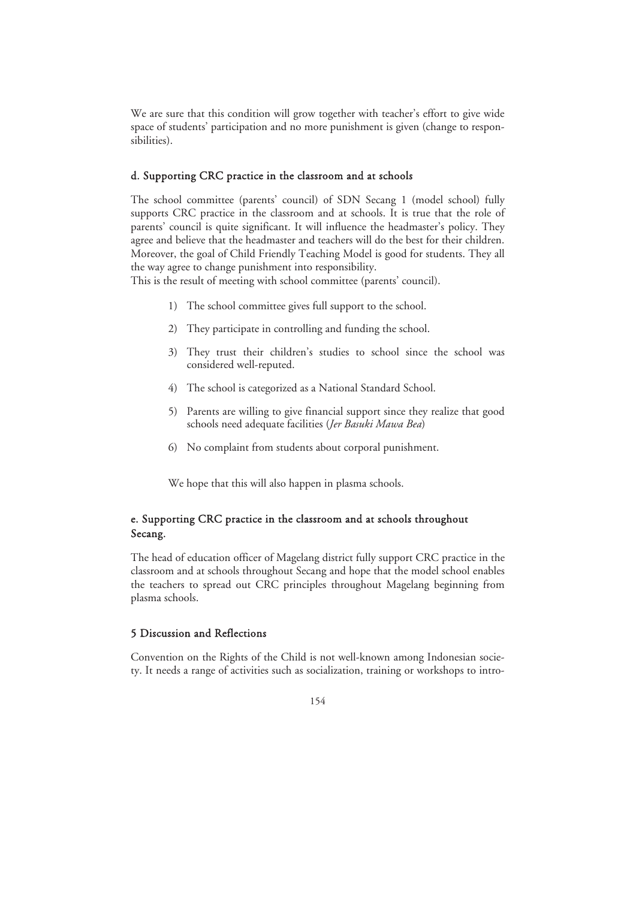We are sure that this condition will grow together with teacher's effort to give wide space of students' participation and no more punishment is given (change to responsibilities).

### d. Supporting CRC practice in the classroom and at schools

The school committee (parents' council) of SDN Secang 1 (model school) fully supports CRC practice in the classroom and at schools. It is true that the role of parents' council is quite significant. It will influence the headmaster's policy. They agree and believe that the headmaster and teachers will do the best for their children. Moreover, the goal of Child Friendly Teaching Model is good for students. They all the way agree to change punishment into responsibility.
This is the result of meeting with school committee (parents' council).

1) The school committee gives full support to the school.
2) They participate in controlling and funding the school.
3) They trust their children's studies to school since the school was considered well-reputed.
4) The school is categorized as a National Standard School.
5) Parents are willing to give financial support since they realize that good schools need adequate facilities (*Jer Basuki Mawa Bea*)
6) No complaint from students about corporal punishment.

We hope that this will also happen in plasma schools.

### e. Supporting CRC practice in the classroom and at schools throughout Secang.

The head of education officer of Magelang district fully support CRC practice in the classroom and at schools throughout Secang and hope that the model school enables the teachers to spread out CRC principles throughout Magelang beginning from plasma schools.

## 5 Discussion and Reflections

Convention on the Rights of the Child is not well-known among Indonesian society. It needs a range of activities such as socialization, training or workshops to intro-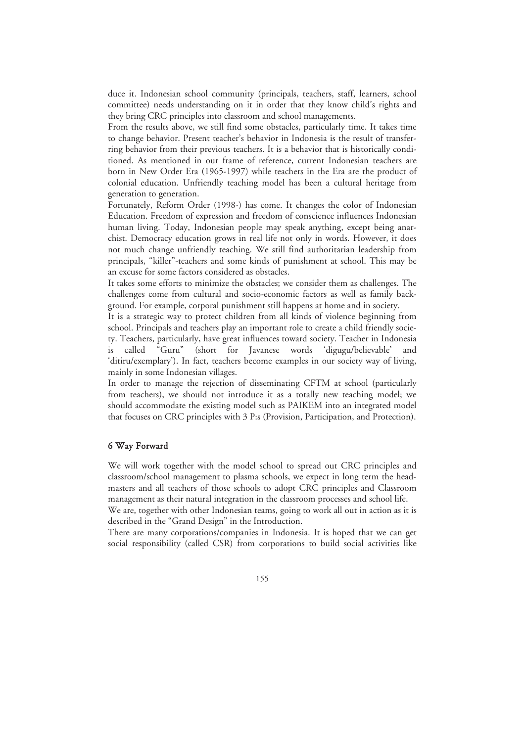duce it. Indonesian school community (principals, teachers, staff, learners, school committee) needs understanding on it in order that they know child's rights and they bring CRC principles into classroom and school managements.

From the results above, we still find some obstacles, particularly time. It takes time to change behavior. Present teacher's behavior in Indonesia is the result of transferring behavior from their previous teachers. It is a behavior that is historically conditioned. As mentioned in our frame of reference, current Indonesian teachers are born in New Order Era (1965-1997) while teachers in the Era are the product of colonial education. Unfriendly teaching model has been a cultural heritage from generation to generation.

Fortunately, Reform Order (1998-) has come. It changes the color of Indonesian Education. Freedom of expression and freedom of conscience influences Indonesian human living. Today, Indonesian people may speak anything, except being anarchist. Democracy education grows in real life not only in words. However, it does not much change unfriendly teaching. We still find authoritarian leadership from principals, "killer"-teachers and some kinds of punishment at school. This may be an excuse for some factors considered as obstacles.

It takes some efforts to minimize the obstacles; we consider them as challenges. The challenges come from cultural and socio-economic factors as well as family background. For example, corporal punishment still happens at home and in society.

It is a strategic way to protect children from all kinds of violence beginning from school. Principals and teachers play an important role to create a child friendly society. Teachers, particularly, have great influences toward society. Teacher in Indonesia is called "Guru" (short for Javanese words 'digugu/believable' and 'ditiru/exemplary'). In fact, teachers become examples in our society way of living, mainly in some Indonesian villages.

In order to manage the rejection of disseminating CFTM at school (particularly from teachers), we should not introduce it as a totally new teaching model; we should accommodate the existing model such as PAIKEM into an integrated model that focuses on CRC principles with 3 P:s (Provision, Participation, and Protection).

## 6 Way Forward

We will work together with the model school to spread out CRC principles and classroom/school management to plasma schools, we expect in long term the headmasters and all teachers of those schools to adopt CRC principles and Classroom management as their natural integration in the classroom processes and school life.

We are, together with other Indonesian teams, going to work all out in action as it is described in the "Grand Design" in the Introduction.

There are many corporations/companies in Indonesia. It is hoped that we can get social responsibility (called CSR) from corporations to build social activities like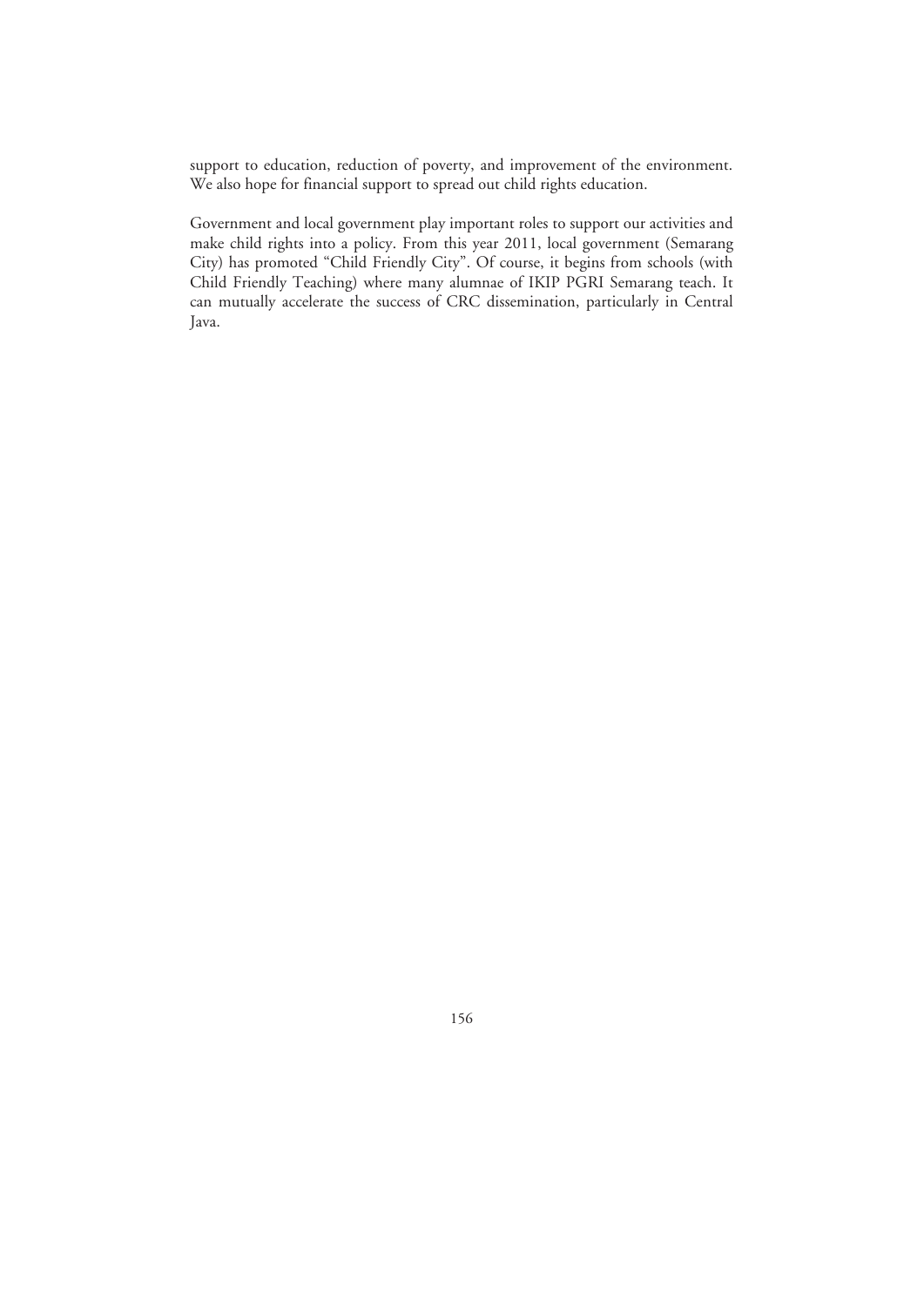support to education, reduction of poverty, and improvement of the environment. We also hope for financial support to spread out child rights education.

Government and local government play important roles to support our activities and make child rights into a policy. From this year 2011, local government (Semarang City) has promoted "Child Friendly City". Of course, it begins from schools (with Child Friendly Teaching) where many alumnae of IKIP PGRI Semarang teach. It can mutually accelerate the success of CRC dissemination, particularly in Central Java.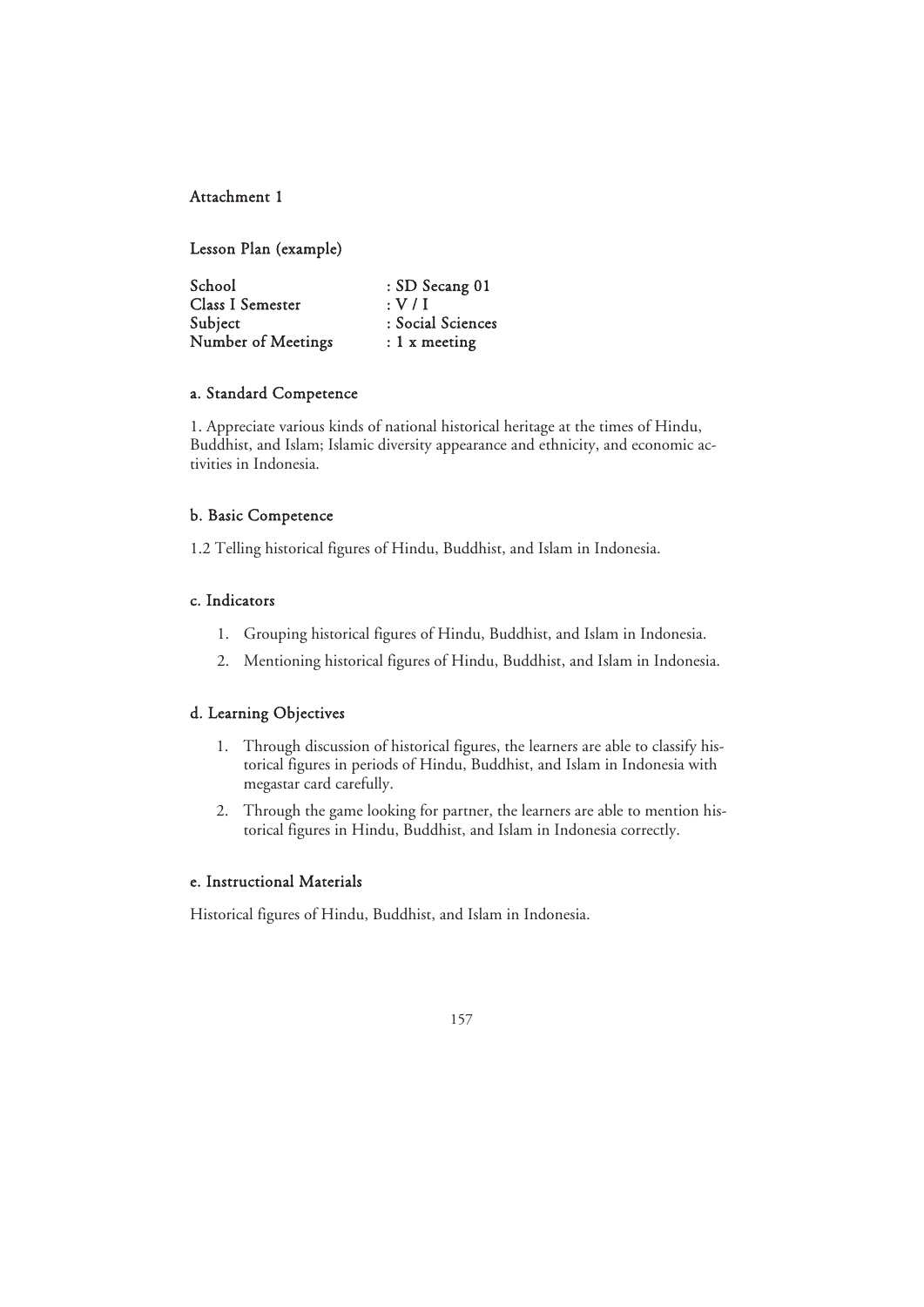Attachment 1

Lesson Plan (example)

| | |
|---|---|
| School | : SD Secang 01 |
| Class I Semester | : V / I |
| Subject | : Social Sciences |
| Number of Meetings | : 1 x meeting |

## a. Standard Competence

1. Appreciate various kinds of national historical heritage at the times of Hindu, Buddhist, and Islam; Islamic diversity appearance and ethnicity, and economic activities in Indonesia.

## b. Basic Competence

1.2 Telling historical figures of Hindu, Buddhist, and Islam in Indonesia.

## c. Indicators

1. Grouping historical figures of Hindu, Buddhist, and Islam in Indonesia.
2. Mentioning historical figures of Hindu, Buddhist, and Islam in Indonesia.

## d. Learning Objectives

1. Through discussion of historical figures, the learners are able to classify historical figures in periods of Hindu, Buddhist, and Islam in Indonesia with megastar card carefully.
2. Through the game looking for partner, the learners are able to mention historical figures in Hindu, Buddhist, and Islam in Indonesia correctly.

## e. Instructional Materials

Historical figures of Hindu, Buddhist, and Islam in Indonesia.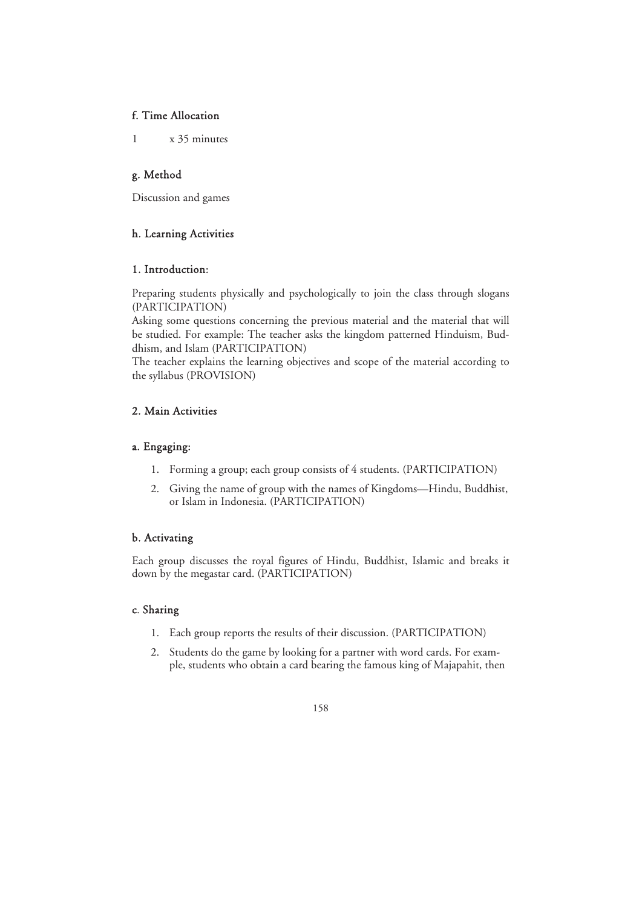#### f. Time Allocation

1 x 35 minutes

#### g. Method

Discussion and games

#### h. Learning Activities

#### 1. Introduction:

Preparing students physically and psychologically to join the class through slogans (PARTICIPATION)
Asking some questions concerning the previous material and the material that will be studied. For example: The teacher asks the kingdom patterned Hinduism, Buddhism, and Islam (PARTICIPATION)
The teacher explains the learning objectives and scope of the material according to the syllabus (PROVISION)

#### 2. Main Activities

#### a. Engaging:

1. Forming a group; each group consists of 4 students. (PARTICIPATION)
2. Giving the name of group with the names of Kingdoms—Hindu, Buddhist, or Islam in Indonesia. (PARTICIPATION)

#### b. Activating

Each group discusses the royal figures of Hindu, Buddhist, Islamic and breaks it down by the megastar card. (PARTICIPATION)

#### c. Sharing

1. Each group reports the results of their discussion. (PARTICIPATION)
2. Students do the game by looking for a partner with word cards. For example, students who obtain a card bearing the famous king of Majapahit, then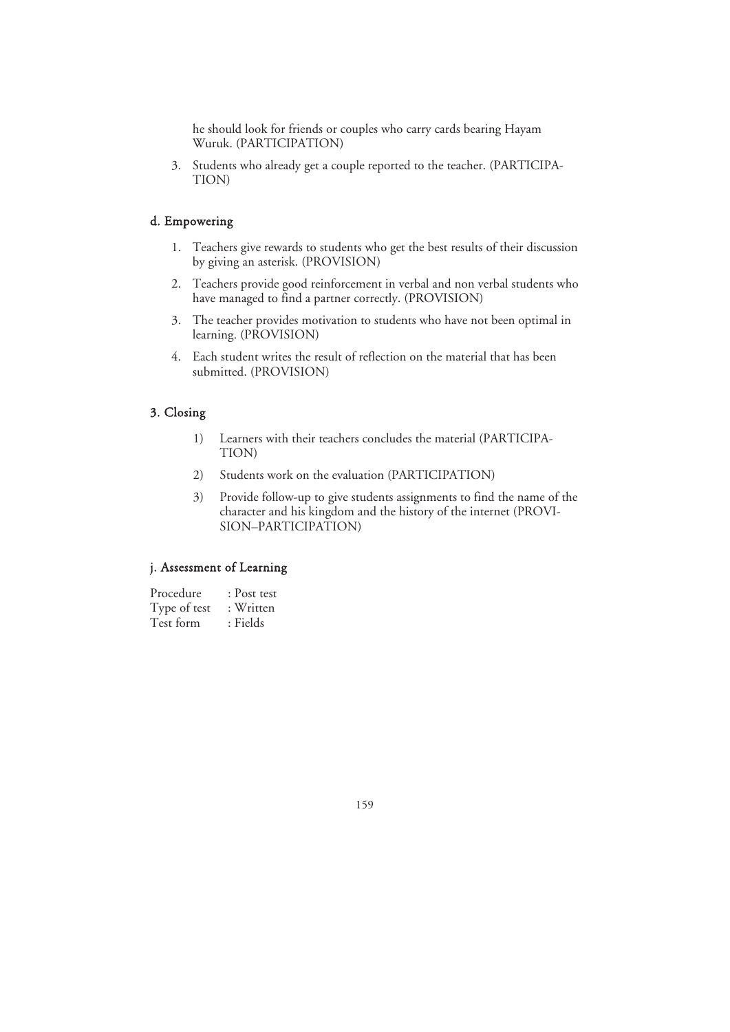he should look for friends or couples who carry cards bearing Hayam Wuruk. (PARTICIPATION)

3. Students who already get a couple reported to the teacher. (PARTICIPATION)

#### d. Empowering

1. Teachers give rewards to students who get the best results of their discussion by giving an asterisk. (PROVISION)
2. Teachers provide good reinforcement in verbal and non verbal students who have managed to find a partner correctly. (PROVISION)
3. The teacher provides motivation to students who have not been optimal in learning. (PROVISION)
4. Each student writes the result of reflection on the material that has been submitted. (PROVISION)

#### 3. Closing

1) Learners with their teachers concludes the material (PARTICIPATION)
2) Students work on the evaluation (PARTICIPATION)
3) Provide follow-up to give students assignments to find the name of the character and his kingdom and the history of the internet (PROVISION–PARTICIPATION)

#### j. Assessment of Learning

Procedure : Post test
Type of test : Written
Test form : Fields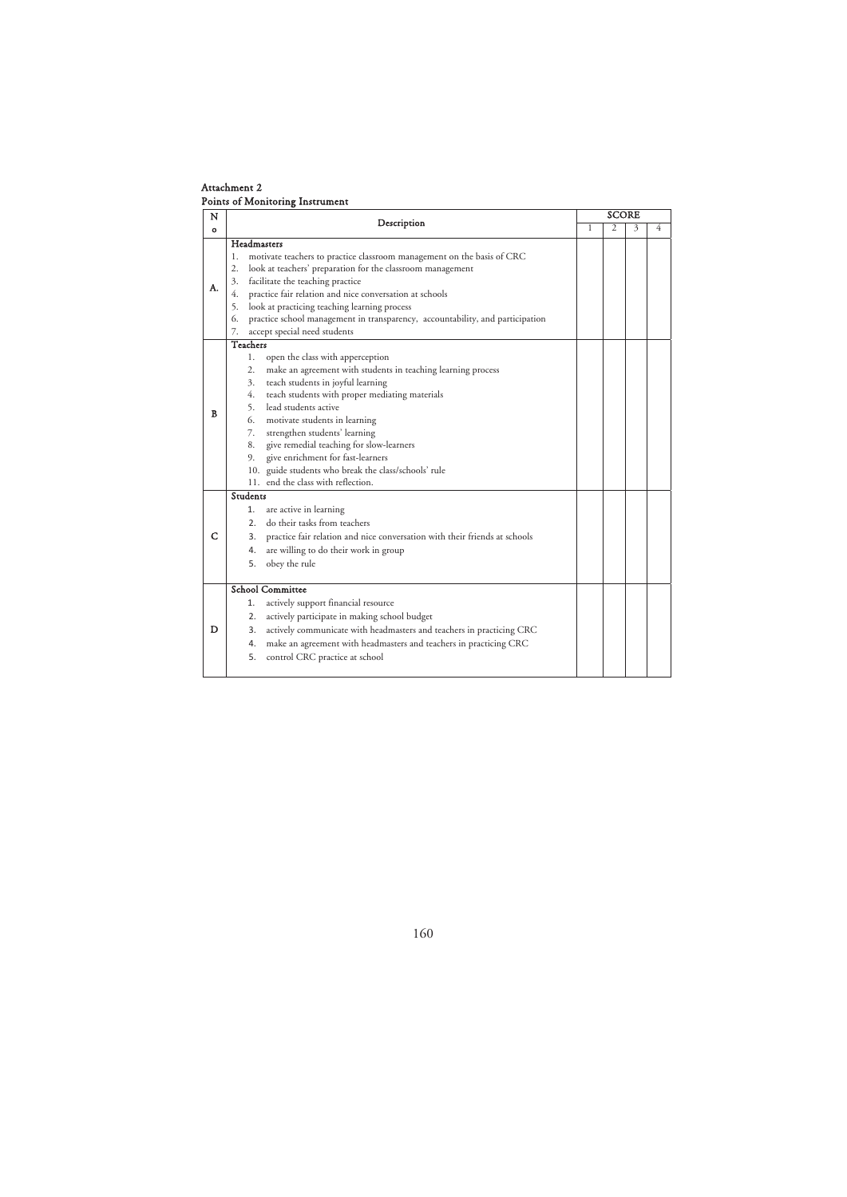Attachment 2

Points of Monitoring Instrument

| No | Description | SCORE | | | |
|---|---|---|---|---|---|
| | | 1 | 2 | 3 | 4 |
| A. | **Headmasters**<br>1. motivate teachers to practice classroom management on the basis of CRC<br>2. look at teachers' preparation for the classroom management<br>3. facilitate the teaching practice<br>4. practice fair relation and nice conversation at schools<br>5. look at practicing teaching learning process<br>6. practice school management in transparency, accountability, and participation<br>7. accept special need students | | | | |
| B | **Teachers**<br>1. open the class with apperception<br>2. make an agreement with students in teaching learning process<br>3. teach students in joyful learning<br>4. teach students with proper mediating materials<br>5. lead students active<br>6. motivate students in learning<br>7. strengthen students' learning<br>8. give remedial teaching for slow-learners<br>9. give enrichment for fast-learners<br>10. guide students who break the class/schools' rule<br>11. end the class with reflection. | | | | |
| C | **Students**<br>1. are active in learning<br>2. do their tasks from teachers<br>3. practice fair relation and nice conversation with their friends at schools<br>4. are willing to do their work in group<br>5. obey the rule | | | | |
| D | **School Committee**<br>1. actively support financial resource<br>2. actively participate in making school budget<br>3. actively communicate with headmasters and teachers in practicing CRC<br>4. make an agreement with headmasters and teachers in practicing CRC<br>5. control CRC practice at school | | | | |